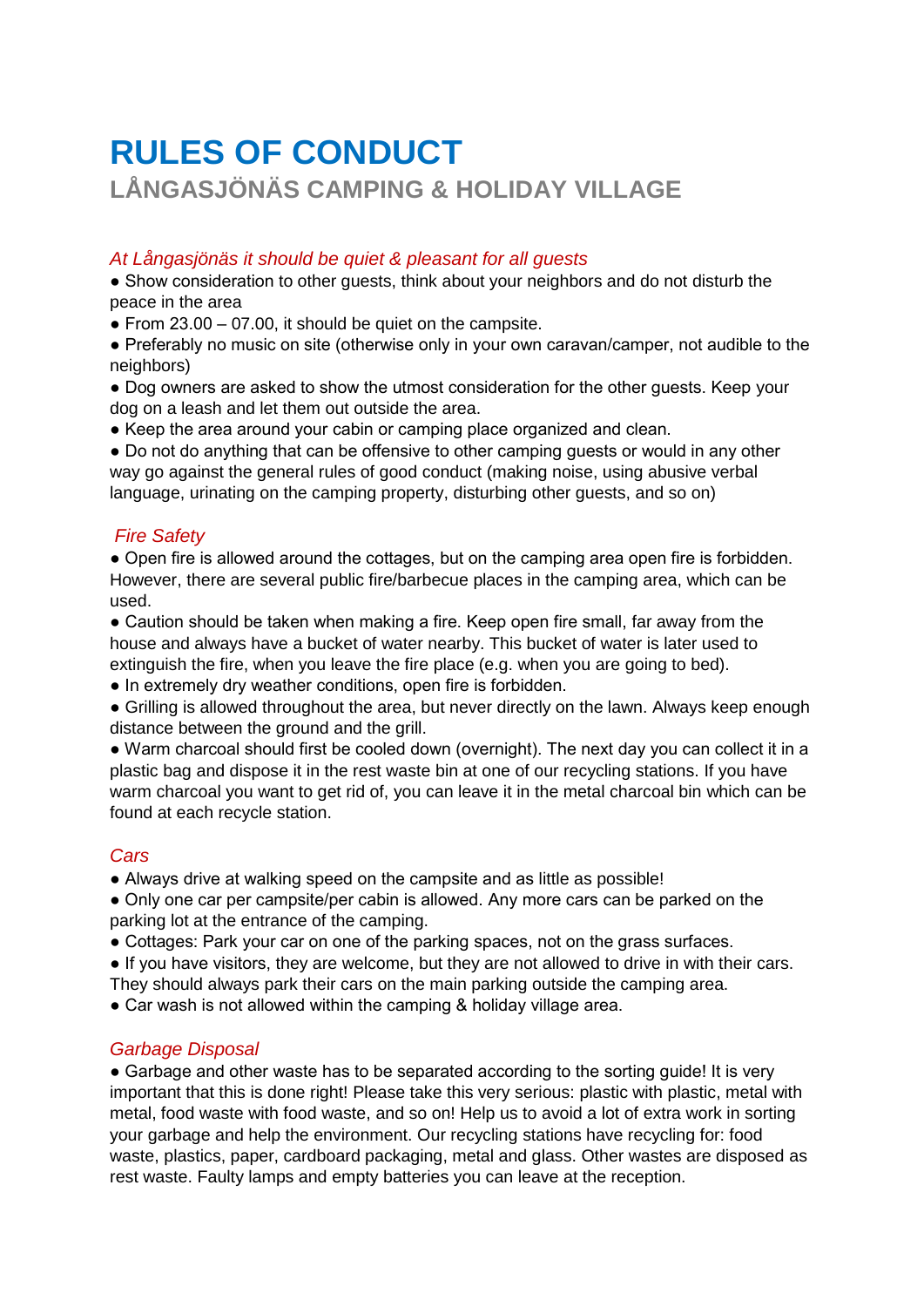# RULES OF CONDUCT

## LÅNGASJÖNÄS CAMPING & HOLIDAY VILLAGE

### *At Långasjönäs it should be quiet & pleasant for all guests*

- Show consideration to other guests, think about your neighbors and do not disturb the peace in the area
- From 23.00 – 07.00, it should be quiet on the campsite.
- Preferably no music on site (otherwise only in your own caravan/camper, not audible to the neighbors)
- Dog owners are asked to show the utmost consideration for the other guests. Keep your dog on a leash and let them out outside the area.
- Keep the area around your cabin or camping place organized and clean.
- Do not do anything that can be offensive to other camping guests or would in any other way go against the general rules of good conduct (making noise, using abusive verbal language, urinating on the camping property, disturbing other guests, and so on)

### *Fire Safety*

- Open fire is allowed around the cottages, but on the camping area open fire is forbidden. However, there are several public fire/barbecue places in the camping area, which can be used.
- Caution should be taken when making a fire. Keep open fire small, far away from the house and always have a bucket of water nearby. This bucket of water is later used to extinguish the fire, when you leave the fire place (e.g. when you are going to bed).
- In extremely dry weather conditions, open fire is forbidden.
- Grilling is allowed throughout the area, but never directly on the lawn. Always keep enough distance between the ground and the grill.
- Warm charcoal should first be cooled down (overnight). The next day you can collect it in a plastic bag and dispose it in the rest waste bin at one of our recycling stations. If you have warm charcoal you want to get rid of, you can leave it in the metal charcoal bin which can be found at each recycle station.

### *Cars*

- Always drive at walking speed on the campsite and as little as possible!
- Only one car per campsite/per cabin is allowed. Any more cars can be parked on the parking lot at the entrance of the camping.
- Cottages: Park your car on one of the parking spaces, not on the grass surfaces.
- If you have visitors, they are welcome, but they are not allowed to drive in with their cars. They should always park their cars on the main parking outside the camping area.
- Car wash is not allowed within the camping & holiday village area.

### *Garbage Disposal*

- Garbage and other waste has to be separated according to the sorting guide! It is very important that this is done right! Please take this very serious: plastic with plastic, metal with metal, food waste with food waste, and so on! Help us to avoid a lot of extra work in sorting your garbage and help the environment. Our recycling stations have recycling for: food waste, plastics, paper, cardboard packaging, metal and glass. Other wastes are disposed as rest waste. Faulty lamps and empty batteries you can leave at the reception.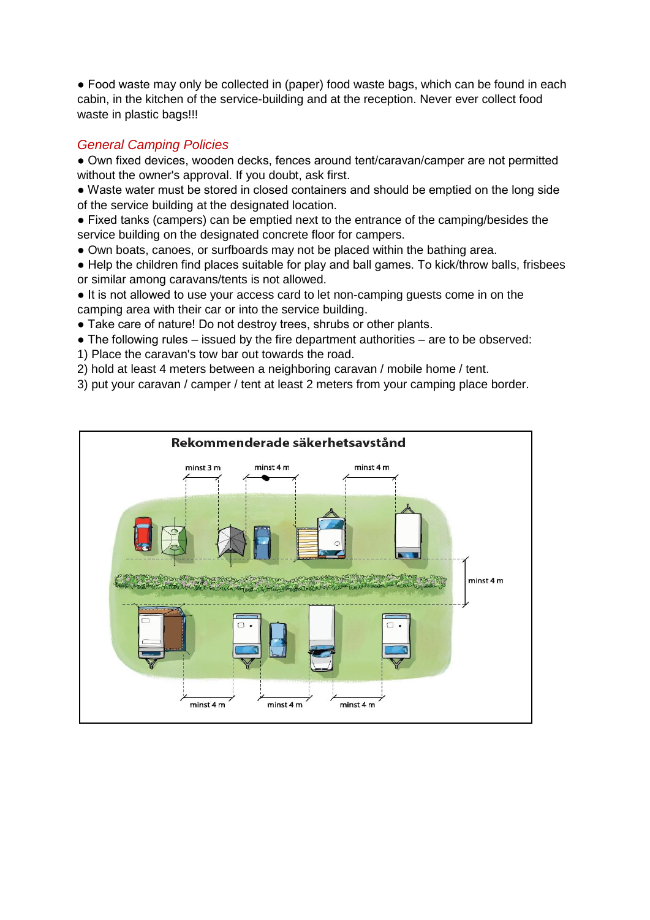● Food waste may only be collected in (paper) food waste bags, which can be found in each cabin, in the kitchen of the service-building and at the reception. Never ever collect food waste in plastic bags!!!

*General Camping Policies*

● Own fixed devices, wooden decks, fences around tent/caravan/camper are not permitted without the owner's approval. If you doubt, ask first.

● Waste water must be stored in closed containers and should be emptied on the long side of the service building at the designated location.

● Fixed tanks (campers) can be emptied next to the entrance of the camping/besides the service building on the designated concrete floor for campers.

● Own boats, canoes, or surfboards may not be placed within the bathing area.

● Help the children find places suitable for play and ball games. To kick/throw balls, frisbees or similar among caravans/tents is not allowed.

● It is not allowed to use your access card to let non-camping guests come in on the camping area with their car or into the service building.

● Take care of nature! Do not destroy trees, shrubs or other plants.

● The following rules – issued by the fire department authorities – are to be observed:

1) Place the caravan's tow bar out towards the road.
2) hold at least 4 meters between a neighboring caravan / mobile home / tent.
3) put your caravan / camper / tent at least 2 meters from your camping place border.

Rekommenderade säkerhetsavstånd

minst 3 m

minst 4 m

minst 4 m

minst 4 m

minst 4 m

minst 4 m

minst 4 m